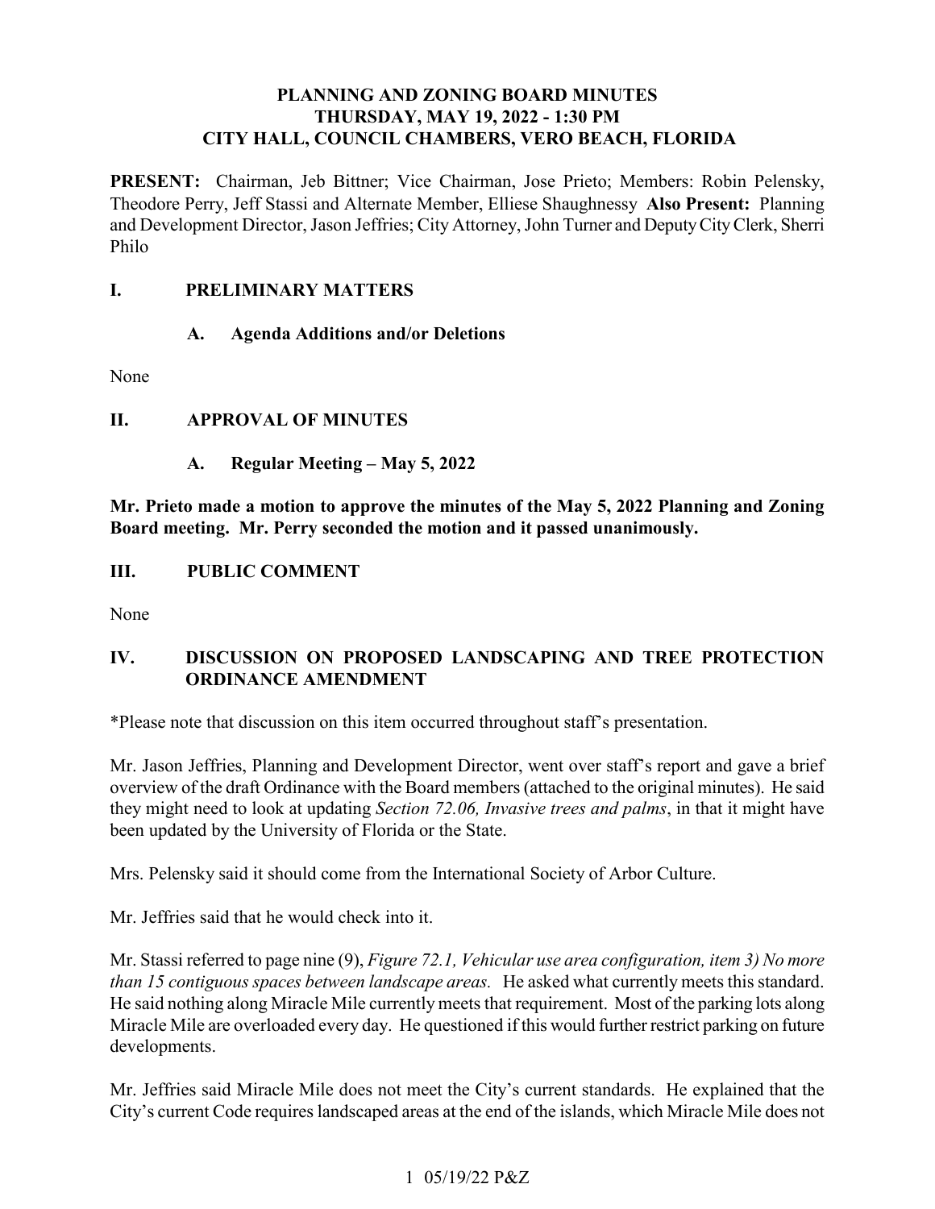# PLANNING AND ZONING BOARD MINUTES
## THURSDAY, MAY 19, 2022 - 1:30 PM
## CITY HALL, COUNCIL CHAMBERS, VERO BEACH, FLORIDA

**PRESENT:** Chairman, Jeb Bittner; Vice Chairman, Jose Prieto; Members: Robin Pelensky, Theodore Perry, Jeff Stassi and Alternate Member, Elliese Shaughnessy **Also Present:** Planning and Development Director, Jason Jeffries; City Attorney, John Turner and Deputy City Clerk, Sherri Philo

## I. PRELIMINARY MATTERS

### A. Agenda Additions and/or Deletions

None

## II. APPROVAL OF MINUTES

### A. Regular Meeting – May 5, 2022

**Mr. Prieto made a motion to approve the minutes of the May 5, 2022 Planning and Zoning Board meeting. Mr. Perry seconded the motion and it passed unanimously.**

## III. PUBLIC COMMENT

None

## IV. DISCUSSION ON PROPOSED LANDSCAPING AND TREE PROTECTION ORDINANCE AMENDMENT

*Please note that discussion on this item occurred throughout staff's presentation.

Mr. Jason Jeffries, Planning and Development Director, went over staff's report and gave a brief overview of the draft Ordinance with the Board members (attached to the original minutes). He said they might need to look at updating *Section 72.06, Invasive trees and palms*, in that it might have been updated by the University of Florida or the State.

Mrs. Pelensky said it should come from the International Society of Arbor Culture.

Mr. Jeffries said that he would check into it.

Mr. Stassi referred to page nine (9), *Figure 72.1, Vehicular use area configuration, item 3) No more than 15 contiguous spaces between landscape areas.* He asked what currently meets this standard. He said nothing along Miracle Mile currently meets that requirement. Most of the parking lots along Miracle Mile are overloaded every day. He questioned if this would further restrict parking on future developments.

Mr. Jeffries said Miracle Mile does not meet the City's current standards. He explained that the City's current Code requires landscaped areas at the end of the islands, which Miracle Mile does not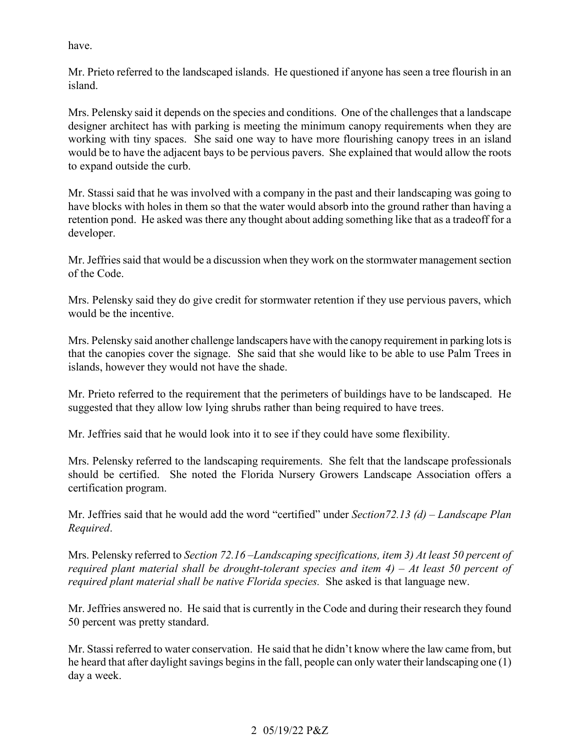have.

Mr. Prieto referred to the landscaped islands. He questioned if anyone has seen a tree flourish in an island.

Mrs. Pelensky said it depends on the species and conditions. One of the challenges that a landscape designer architect has with parking is meeting the minimum canopy requirements when they are working with tiny spaces. She said one way to have more flourishing canopy trees in an island would be to have the adjacent bays to be pervious pavers. She explained that would allow the roots to expand outside the curb.

Mr. Stassi said that he was involved with a company in the past and their landscaping was going to have blocks with holes in them so that the water would absorb into the ground rather than having a retention pond. He asked was there any thought about adding something like that as a tradeoff for a developer.

Mr. Jeffries said that would be a discussion when they work on the stormwater management section of the Code.

Mrs. Pelensky said they do give credit for stormwater retention if they use pervious pavers, which would be the incentive.

Mrs. Pelensky said another challenge landscapers have with the canopy requirement in parking lots is that the canopies cover the signage. She said that she would like to be able to use Palm Trees in islands, however they would not have the shade.

Mr. Prieto referred to the requirement that the perimeters of buildings have to be landscaped. He suggested that they allow low lying shrubs rather than being required to have trees.

Mr. Jeffries said that he would look into it to see if they could have some flexibility.

Mrs. Pelensky referred to the landscaping requirements. She felt that the landscape professionals should be certified. She noted the Florida Nursery Growers Landscape Association offers a certification program.

Mr. Jeffries said that he would add the word "certified" under *Section72.13 (d) – Landscape Plan Required*.

Mrs. Pelensky referred to *Section 72.16 –Landscaping specifications, item 3) At least 50 percent of required plant material shall be drought-tolerant species and item 4) – At least 50 percent of required plant material shall be native Florida species.* She asked is that language new.

Mr. Jeffries answered no. He said that is currently in the Code and during their research they found 50 percent was pretty standard.

Mr. Stassi referred to water conservation. He said that he didn't know where the law came from, but he heard that after daylight savings begins in the fall, people can only water their landscaping one (1) day a week.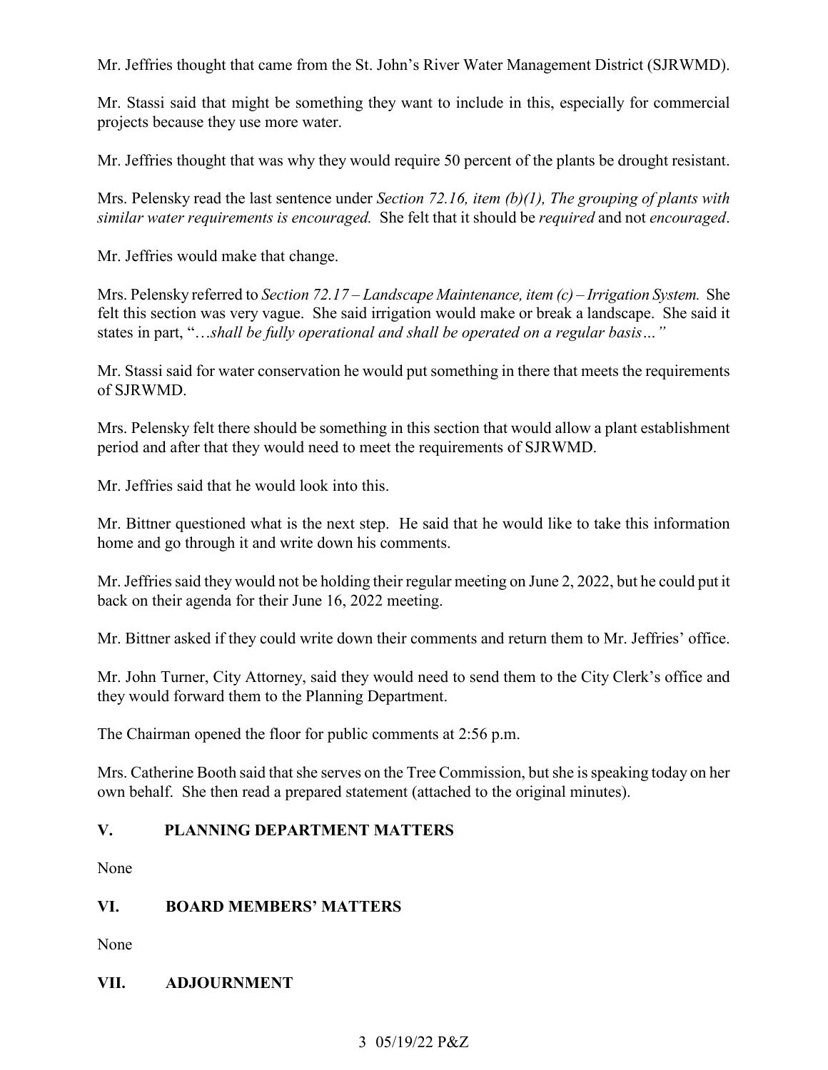Mr. Jeffries thought that came from the St. John's River Water Management District (SJRWMD).

Mr. Stassi said that might be something they want to include in this, especially for commercial projects because they use more water.

Mr. Jeffries thought that was why they would require 50 percent of the plants be drought resistant.

Mrs. Pelensky read the last sentence under *Section 72.16, item (b)(1), The grouping of plants with similar water requirements is encouraged.* She felt that it should be *required* and not *encouraged*.

Mr. Jeffries would make that change.

Mrs. Pelensky referred to *Section 72.17 – Landscape Maintenance, item (c) – Irrigation System.* She felt this section was very vague. She said irrigation would make or break a landscape. She said it states in part, "…*shall be fully operational and shall be operated on a regular basis…"*

Mr. Stassi said for water conservation he would put something in there that meets the requirements of SJRWMD.

Mrs. Pelensky felt there should be something in this section that would allow a plant establishment period and after that they would need to meet the requirements of SJRWMD.

Mr. Jeffries said that he would look into this.

Mr. Bittner questioned what is the next step. He said that he would like to take this information home and go through it and write down his comments.

Mr. Jeffries said they would not be holding their regular meeting on June 2, 2022, but he could put it back on their agenda for their June 16, 2022 meeting.

Mr. Bittner asked if they could write down their comments and return them to Mr. Jeffries' office.

Mr. John Turner, City Attorney, said they would need to send them to the City Clerk's office and they would forward them to the Planning Department.

The Chairman opened the floor for public comments at 2:56 p.m.

Mrs. Catherine Booth said that she serves on the Tree Commission, but she is speaking today on her own behalf. She then read a prepared statement (attached to the original minutes).

## V. PLANNING DEPARTMENT MATTERS

None

## VI. BOARD MEMBERS' MATTERS

None

## VII. ADJOURNMENT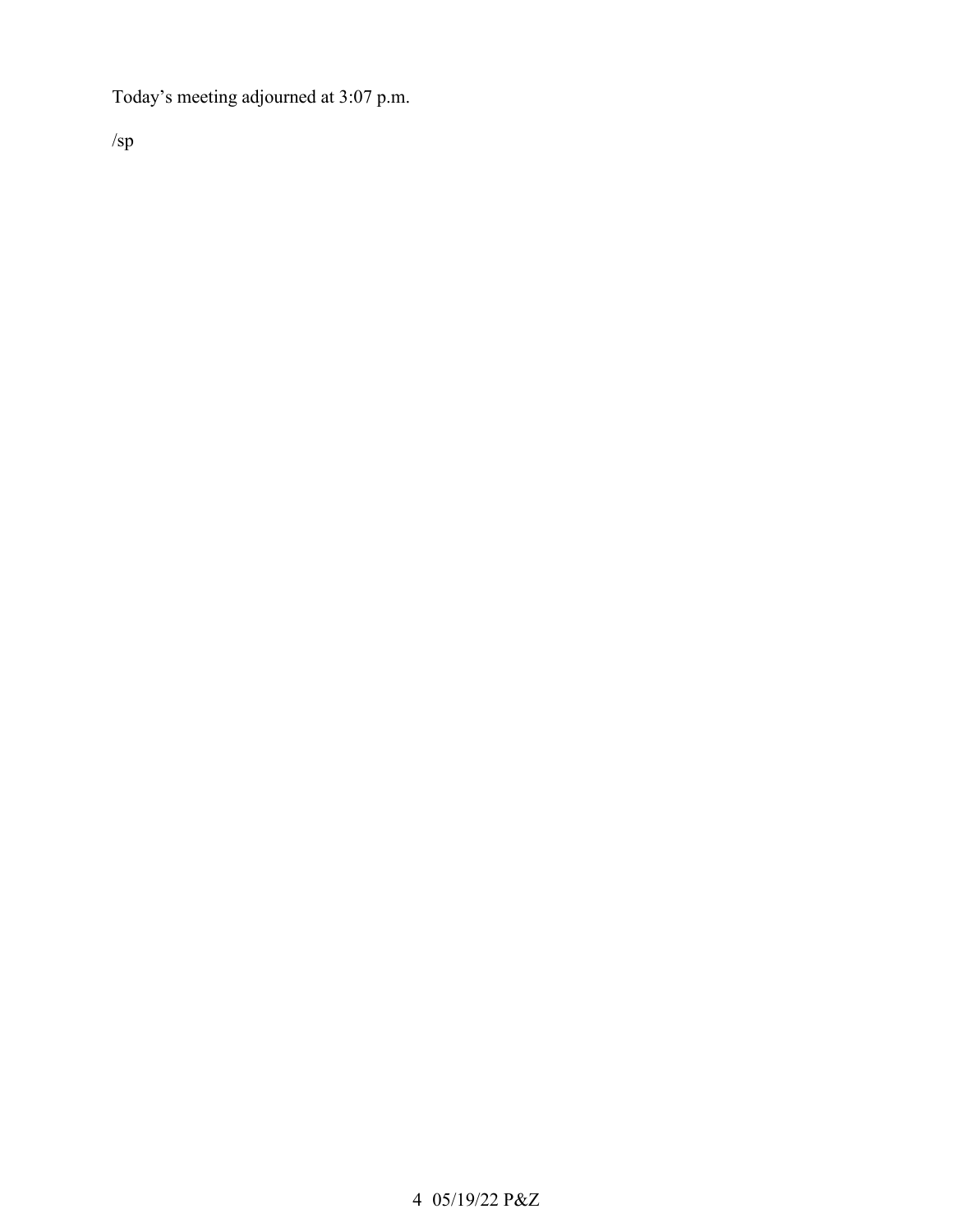Today’s meeting adjourned at 3:07 p.m.

/sp